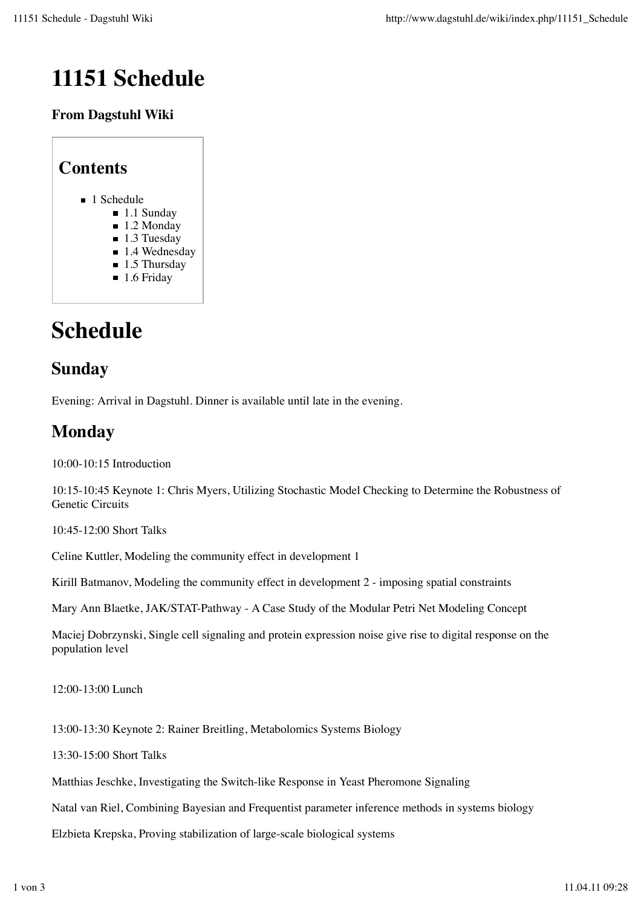# 11151 Schedule

**From Dagstuhl Wiki**

## Contents

- 1 Schedule
  - 1.1 Sunday
  - 1.2 Monday
  - 1.3 Tuesday
  - 1.4 Wednesday
  - 1.5 Thursday
  - 1.6 Friday

# Schedule

## Sunday

Evening: Arrival in Dagstuhl. Dinner is available until late in the evening.

## Monday

10:00-10:15 Introduction

10:15-10:45 Keynote 1: Chris Myers, Utilizing Stochastic Model Checking to Determine the Robustness of Genetic Circuits

10:45-12:00 Short Talks

Celine Kuttler, Modeling the community effect in development 1

Kirill Batmanov, Modeling the community effect in development 2 - imposing spatial constraints

Mary Ann Blaetke, JAK/STAT-Pathway - A Case Study of the Modular Petri Net Modeling Concept

Maciej Dobrzynski, Single cell signaling and protein expression noise give rise to digital response on the population level

12:00-13:00 Lunch

13:00-13:30 Keynote 2: Rainer Breitling, Metabolomics Systems Biology

13:30-15:00 Short Talks

Matthias Jeschke, Investigating the Switch-like Response in Yeast Pheromone Signaling

Natal van Riel, Combining Bayesian and Frequentist parameter inference methods in systems biology

Elzbieta Krepska, Proving stabilization of large-scale biological systems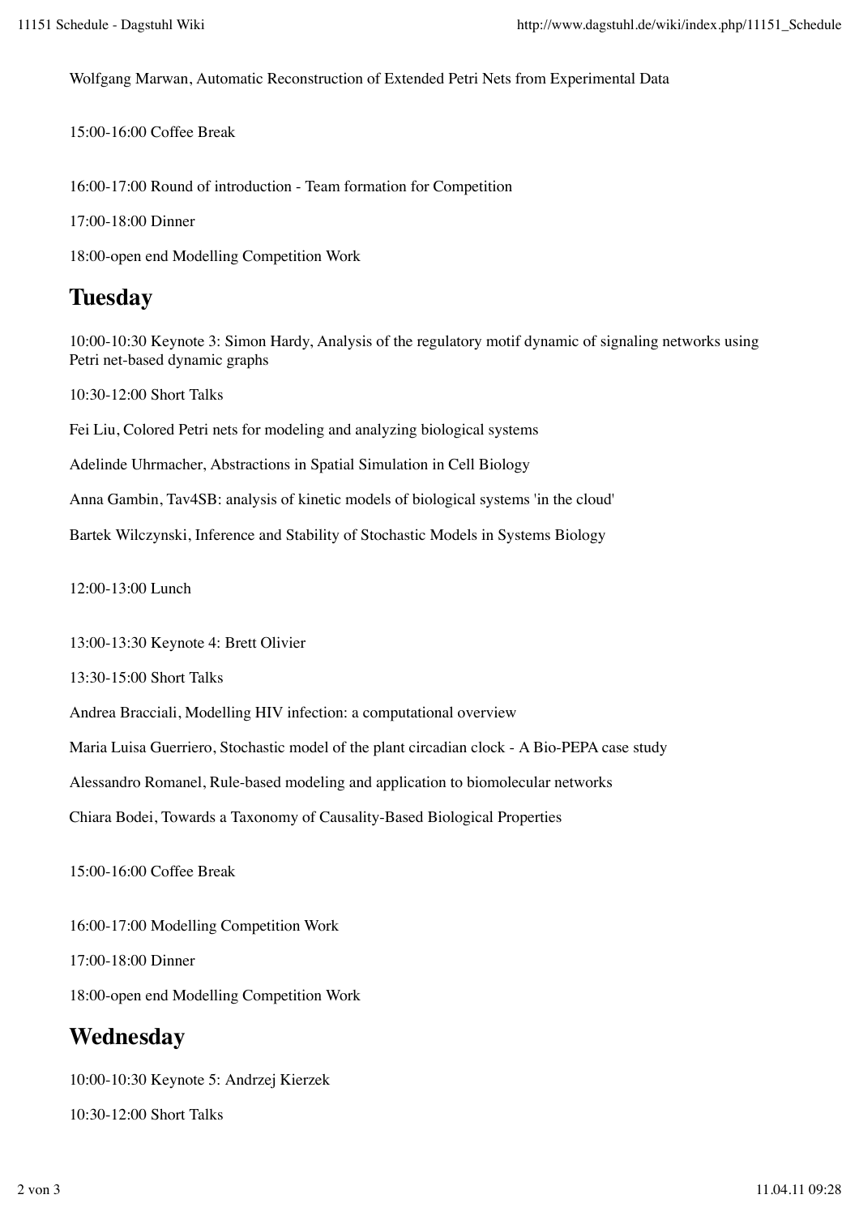Wolfgang Marwan, Automatic Reconstruction of Extended Petri Nets from Experimental Data

15:00-16:00 Coffee Break

16:00-17:00 Round of introduction - Team formation for Competition

17:00-18:00 Dinner

18:00-open end Modelling Competition Work

## Tuesday

10:00-10:30 Keynote 3: Simon Hardy, Analysis of the regulatory motif dynamic of signaling networks using Petri net-based dynamic graphs

10:30-12:00 Short Talks

Fei Liu, Colored Petri nets for modeling and analyzing biological systems

Adelinde Uhrmacher, Abstractions in Spatial Simulation in Cell Biology

Anna Gambin, Tav4SB: analysis of kinetic models of biological systems 'in the cloud'

Bartek Wilczynski, Inference and Stability of Stochastic Models in Systems Biology

12:00-13:00 Lunch

13:00-13:30 Keynote 4: Brett Olivier

13:30-15:00 Short Talks

Andrea Bracciali, Modelling HIV infection: a computational overview

Maria Luisa Guerriero, Stochastic model of the plant circadian clock - A Bio-PEPA case study

Alessandro Romanel, Rule-based modeling and application to biomolecular networks

Chiara Bodei, Towards a Taxonomy of Causality-Based Biological Properties

15:00-16:00 Coffee Break

16:00-17:00 Modelling Competition Work

17:00-18:00 Dinner

18:00-open end Modelling Competition Work

## Wednesday

10:00-10:30 Keynote 5: Andrzej Kierzek

10:30-12:00 Short Talks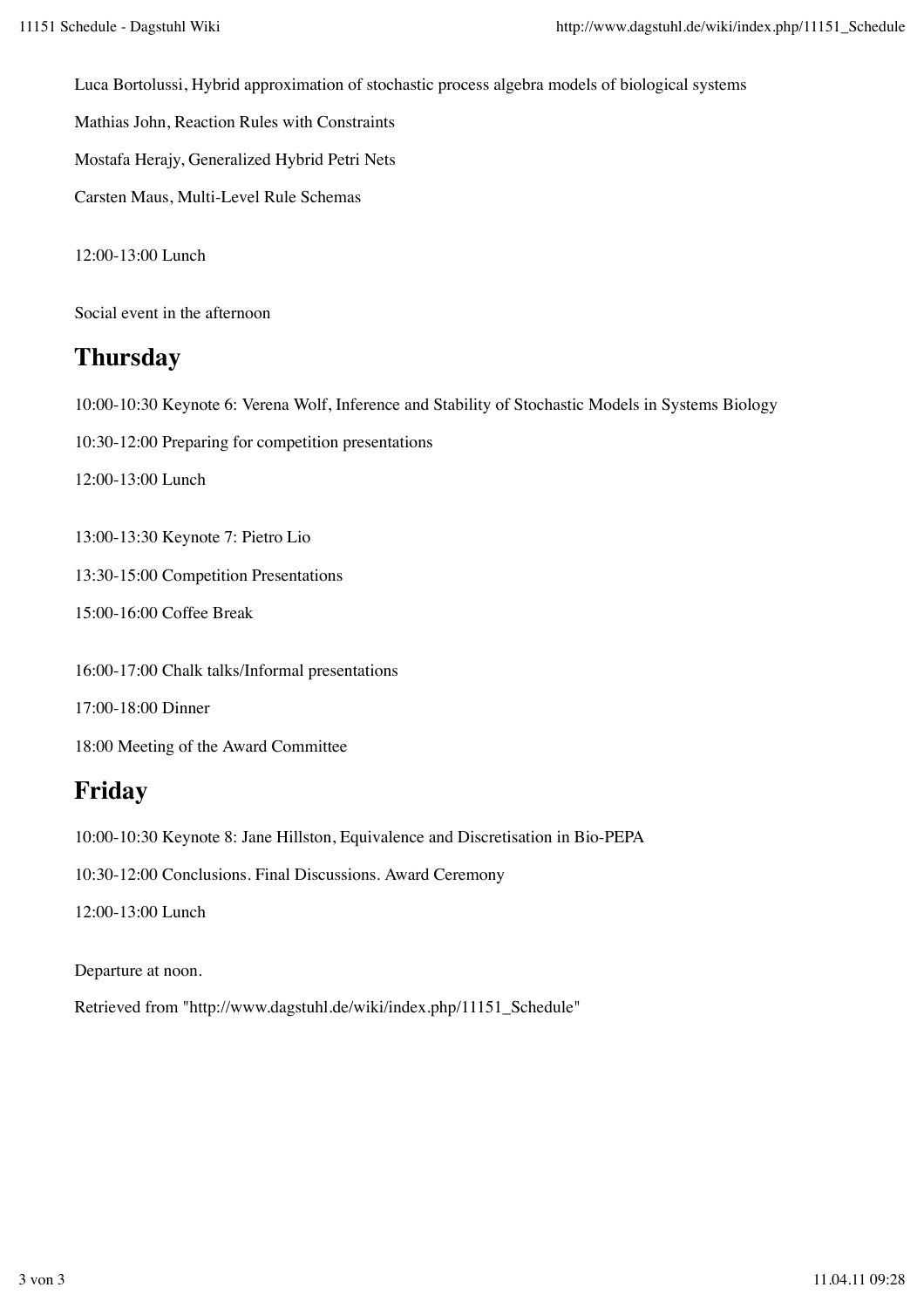Luca Bortolussi, Hybrid approximation of stochastic process algebra models of biological systems

Mathias John, Reaction Rules with Constraints

Mostafa Herajy, Generalized Hybrid Petri Nets

Carsten Maus, Multi-Level Rule Schemas

12:00-13:00 Lunch

Social event in the afternoon

## Thursday

10:00-10:30 Keynote 6: Verena Wolf, Inference and Stability of Stochastic Models in Systems Biology

10:30-12:00 Preparing for competition presentations

12:00-13:00 Lunch

13:00-13:30 Keynote 7: Pietro Lio

13:30-15:00 Competition Presentations

15:00-16:00 Coffee Break

16:00-17:00 Chalk talks/Informal presentations

17:00-18:00 Dinner

18:00 Meeting of the Award Committee

## Friday

10:00-10:30 Keynote 8: Jane Hillston, Equivalence and Discretisation in Bio-PEPA

10:30-12:00 Conclusions. Final Discussions. Award Ceremony

12:00-13:00 Lunch

Departure at noon.

Retrieved from "http://www.dagstuhl.de/wiki/index.php/11151_Schedule"